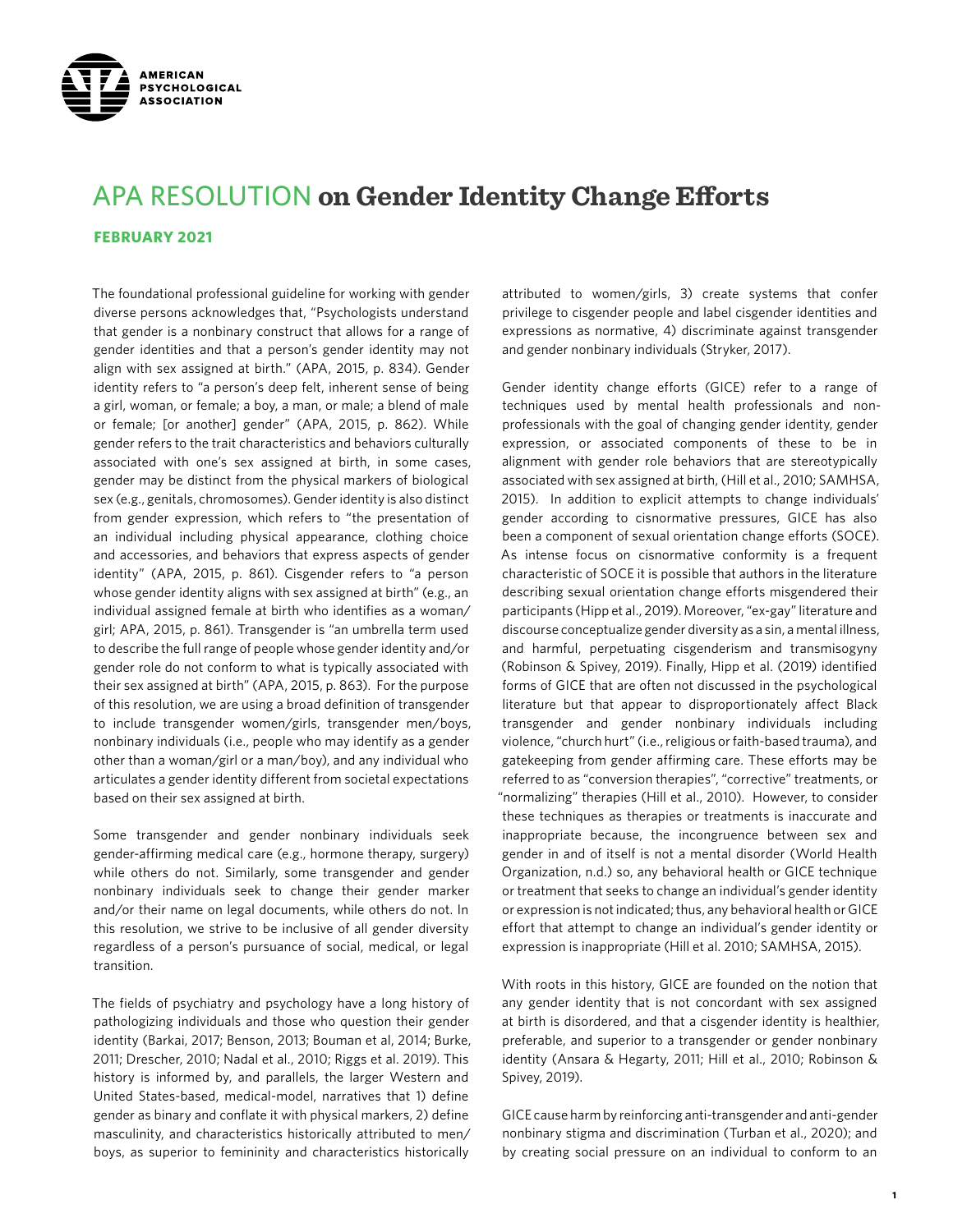# APA RESOLUTION on Gender Identity Change Efforts

**FEBRUARY 2021**

The foundational professional guideline for working with gender diverse persons acknowledges that, "Psychologists understand that gender is a nonbinary construct that allows for a range of gender identities and that a person's gender identity may not align with sex assigned at birth." (APA, 2015, p. 834). Gender identity refers to "a person's deep felt, inherent sense of being a girl, woman, or female; a boy, a man, or male; a blend of male or female; [or another] gender" (APA, 2015, p. 862). While gender refers to the trait characteristics and behaviors culturally associated with one's sex assigned at birth, in some cases, gender may be distinct from the physical markers of biological sex (e.g., genitals, chromosomes). Gender identity is also distinct from gender expression, which refers to "the presentation of an individual including physical appearance, clothing choice and accessories, and behaviors that express aspects of gender identity" (APA, 2015, p. 861). Cisgender refers to "a person whose gender identity aligns with sex assigned at birth" (e.g., an individual assigned female at birth who identifies as a woman/girl; APA, 2015, p. 861). Transgender is "an umbrella term used to describe the full range of people whose gender identity and/or gender role do not conform to what is typically associated with their sex assigned at birth" (APA, 2015, p. 863). For the purpose of this resolution, we are using a broad definition of transgender to include transgender women/girls, transgender men/boys, nonbinary individuals (i.e., people who may identify as a gender other than a woman/girl or a man/boy), and any individual who articulates a gender identity different from societal expectations based on their sex assigned at birth.

Some transgender and gender nonbinary individuals seek gender-affirming medical care (e.g., hormone therapy, surgery) while others do not. Similarly, some transgender and gender nonbinary individuals seek to change their gender marker and/or their name on legal documents, while others do not. In this resolution, we strive to be inclusive of all gender diversity regardless of a person's pursuance of social, medical, or legal transition.

The fields of psychiatry and psychology have a long history of pathologizing individuals and those who question their gender identity (Barkai, 2017; Benson, 2013; Bouman et al, 2014; Burke, 2011; Drescher, 2010; Nadal et al., 2010; Riggs et al. 2019). This history is informed by, and parallels, the larger Western and United States-based, medical-model, narratives that 1) define gender as binary and conflate it with physical markers, 2) define masculinity, and characteristics historically attributed to men/boys, as superior to femininity and characteristics historically attributed to women/girls, 3) create systems that confer privilege to cisgender people and label cisgender identities and expressions as normative, 4) discriminate against transgender and gender nonbinary individuals (Stryker, 2017).

Gender identity change efforts (GICE) refer to a range of techniques used by mental health professionals and non-professionals with the goal of changing gender identity, gender expression, or associated components of these to be in alignment with gender role behaviors that are stereotypically associated with sex assigned at birth, (Hill et al., 2010; SAMHSA, 2015). In addition to explicit attempts to change individuals' gender according to cisnormative pressures, GICE has also been a component of sexual orientation change efforts (SOCE). As intense focus on cisnormative conformity is a frequent characteristic of SOCE it is possible that authors in the literature describing sexual orientation change efforts misgendered their participants (Hipp et al., 2019). Moreover, "ex-gay" literature and discourse conceptualize gender diversity as a sin, a mental illness, and harmful, perpetuating cisgenderism and transmisogyny (Robinson & Spivey, 2019). Finally, Hipp et al. (2019) identified forms of GICE that are often not discussed in the psychological literature but that appear to disproportionately affect Black transgender and gender nonbinary individuals including violence, "church hurt" (i.e., religious or faith-based trauma), and gatekeeping from gender affirming care. These efforts may be referred to as "conversion therapies", "corrective" treatments, or "normalizing" therapies (Hill et al., 2010). However, to consider these techniques as therapies or treatments is inaccurate and inappropriate because, the incongruence between sex and gender in and of itself is not a mental disorder (World Health Organization, n.d.) so, any behavioral health or GICE technique or treatment that seeks to change an individual's gender identity or expression is not indicated; thus, any behavioral health or GICE effort that attempt to change an individual's gender identity or expression is inappropriate (Hill et al. 2010; SAMHSA, 2015).

With roots in this history, GICE are founded on the notion that any gender identity that is not concordant with sex assigned at birth is disordered, and that a cisgender identity is healthier, preferable, and superior to a transgender or gender nonbinary identity (Ansara & Hegarty, 2011; Hill et al., 2010; Robinson & Spivey, 2019).

GICE cause harm by reinforcing anti-transgender and anti-gender nonbinary stigma and discrimination (Turban et al., 2020); and by creating social pressure on an individual to conform to an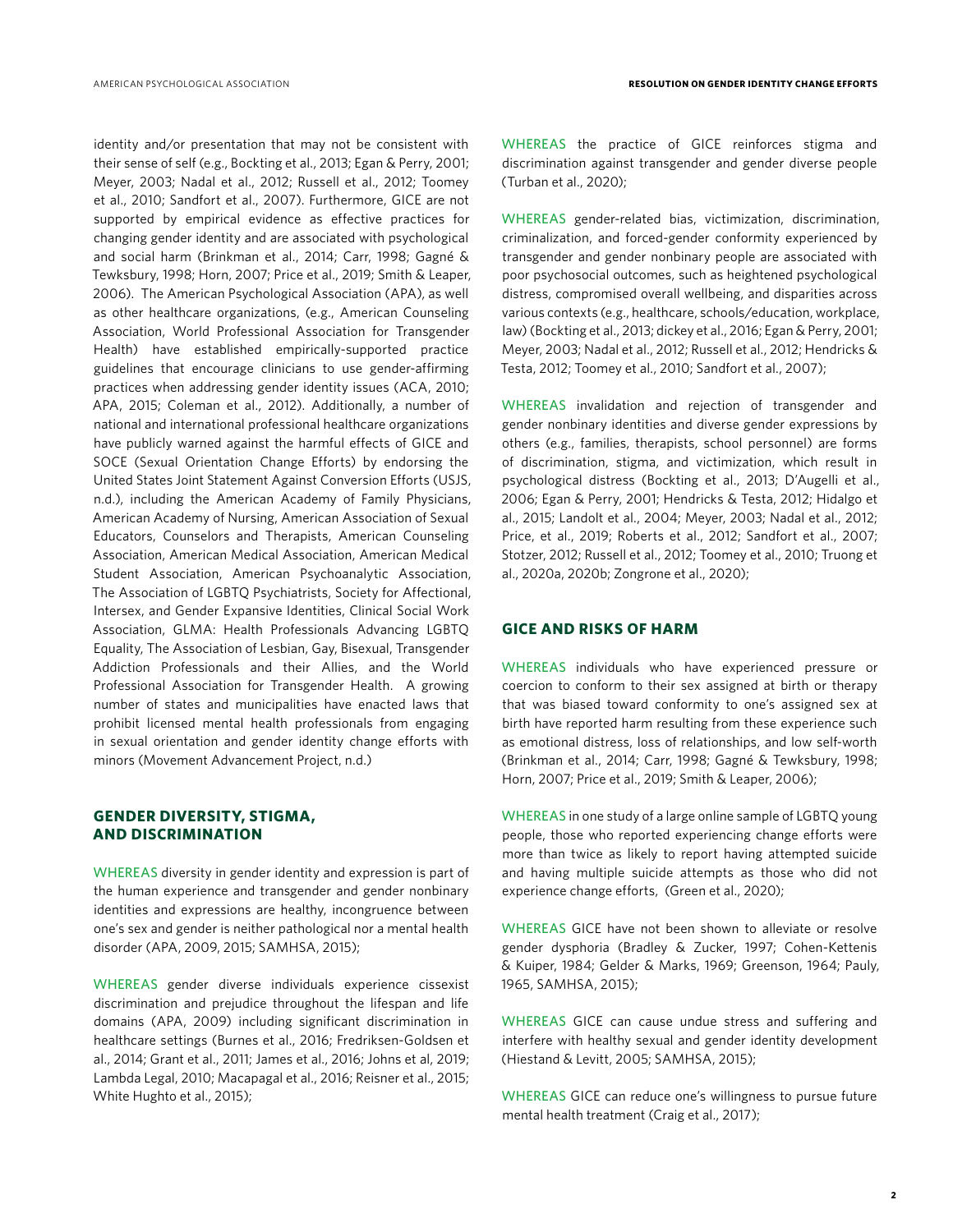identity and/or presentation that may not be consistent with their sense of self (e.g., Bockting et al., 2013; Egan & Perry, 2001; Meyer, 2003; Nadal et al., 2012; Russell et al., 2012; Toomey et al., 2010; Sandfort et al., 2007). Furthermore, GICE are not supported by empirical evidence as effective practices for changing gender identity and are associated with psychological and social harm (Brinkman et al., 2014; Carr, 1998; Gagné & Tewksbury, 1998; Horn, 2007; Price et al., 2019; Smith & Leaper, 2006). The American Psychological Association (APA), as well as other healthcare organizations, (e.g., American Counseling Association, World Professional Association for Transgender Health) have established empirically-supported practice guidelines that encourage clinicians to use gender-affirming practices when addressing gender identity issues (ACA, 2010; APA, 2015; Coleman et al., 2012). Additionally, a number of national and international professional healthcare organizations have publicly warned against the harmful effects of GICE and SOCE (Sexual Orientation Change Efforts) by endorsing the United States Joint Statement Against Conversion Efforts (USJS, n.d.), including the American Academy of Family Physicians, American Academy of Nursing, American Association of Sexual Educators, Counselors and Therapists, American Counseling Association, American Medical Association, American Medical Student Association, American Psychoanalytic Association, The Association of LGBTQ Psychiatrists, Society for Affectional, Intersex, and Gender Expansive Identities, Clinical Social Work Association, GLMA: Health Professionals Advancing LGBTQ Equality, The Association of Lesbian, Gay, Bisexual, Transgender Addiction Professionals and their Allies, and the World Professional Association for Transgender Health. A growing number of states and municipalities have enacted laws that prohibit licensed mental health professionals from engaging in sexual orientation and gender identity change efforts with minors (Movement Advancement Project, n.d.)

## GENDER DIVERSITY, STIGMA, AND DISCRIMINATION

WHEREAS diversity in gender identity and expression is part of the human experience and transgender and gender nonbinary identities and expressions are healthy, incongruence between one's sex and gender is neither pathological nor a mental health disorder (APA, 2009, 2015; SAMHSA, 2015);

WHEREAS gender diverse individuals experience cissexist discrimination and prejudice throughout the lifespan and life domains (APA, 2009) including significant discrimination in healthcare settings (Burnes et al., 2016; Fredriksen-Goldsen et al., 2014; Grant et al., 2011; James et al., 2016; Johns et al, 2019; Lambda Legal, 2010; Macapagal et al., 2016; Reisner et al., 2015; White Hughto et al., 2015);

WHEREAS the practice of GICE reinforces stigma and discrimination against transgender and gender diverse people (Turban et al., 2020);

WHEREAS gender-related bias, victimization, discrimination, criminalization, and forced-gender conformity experienced by transgender and gender nonbinary people are associated with poor psychosocial outcomes, such as heightened psychological distress, compromised overall wellbeing, and disparities across various contexts (e.g., healthcare, schools/education, workplace, law) (Bockting et al., 2013; dickey et al., 2016; Egan & Perry, 2001; Meyer, 2003; Nadal et al., 2012; Russell et al., 2012; Hendricks & Testa, 2012; Toomey et al., 2010; Sandfort et al., 2007);

WHEREAS invalidation and rejection of transgender and gender nonbinary identities and diverse gender expressions by others (e.g., families, therapists, school personnel) are forms of discrimination, stigma, and victimization, which result in psychological distress (Bockting et al., 2013; D'Augelli et al., 2006; Egan & Perry, 2001; Hendricks & Testa, 2012; Hidalgo et al., 2015; Landolt et al., 2004; Meyer, 2003; Nadal et al., 2012; Price, et al., 2019; Roberts et al., 2012; Sandfort et al., 2007; Stotzer, 2012; Russell et al., 2012; Toomey et al., 2010; Truong et al., 2020a, 2020b; Zongrone et al., 2020);

## GICE AND RISKS OF HARM

WHEREAS individuals who have experienced pressure or coercion to conform to their sex assigned at birth or therapy that was biased toward conformity to one's assigned sex at birth have reported harm resulting from these experience such as emotional distress, loss of relationships, and low self-worth (Brinkman et al., 2014; Carr, 1998; Gagné & Tewksbury, 1998; Horn, 2007; Price et al., 2019; Smith & Leaper, 2006);

WHEREAS in one study of a large online sample of LGBTQ young people, those who reported experiencing change efforts were more than twice as likely to report having attempted suicide and having multiple suicide attempts as those who did not experience change efforts, (Green et al., 2020);

WHEREAS GICE have not been shown to alleviate or resolve gender dysphoria (Bradley & Zucker, 1997; Cohen-Kettenis & Kuiper, 1984; Gelder & Marks, 1969; Greenson, 1964; Pauly, 1965, SAMHSA, 2015);

WHEREAS GICE can cause undue stress and suffering and interfere with healthy sexual and gender identity development (Hiestand & Levitt, 2005; SAMHSA, 2015);

WHEREAS GICE can reduce one's willingness to pursue future mental health treatment (Craig et al., 2017);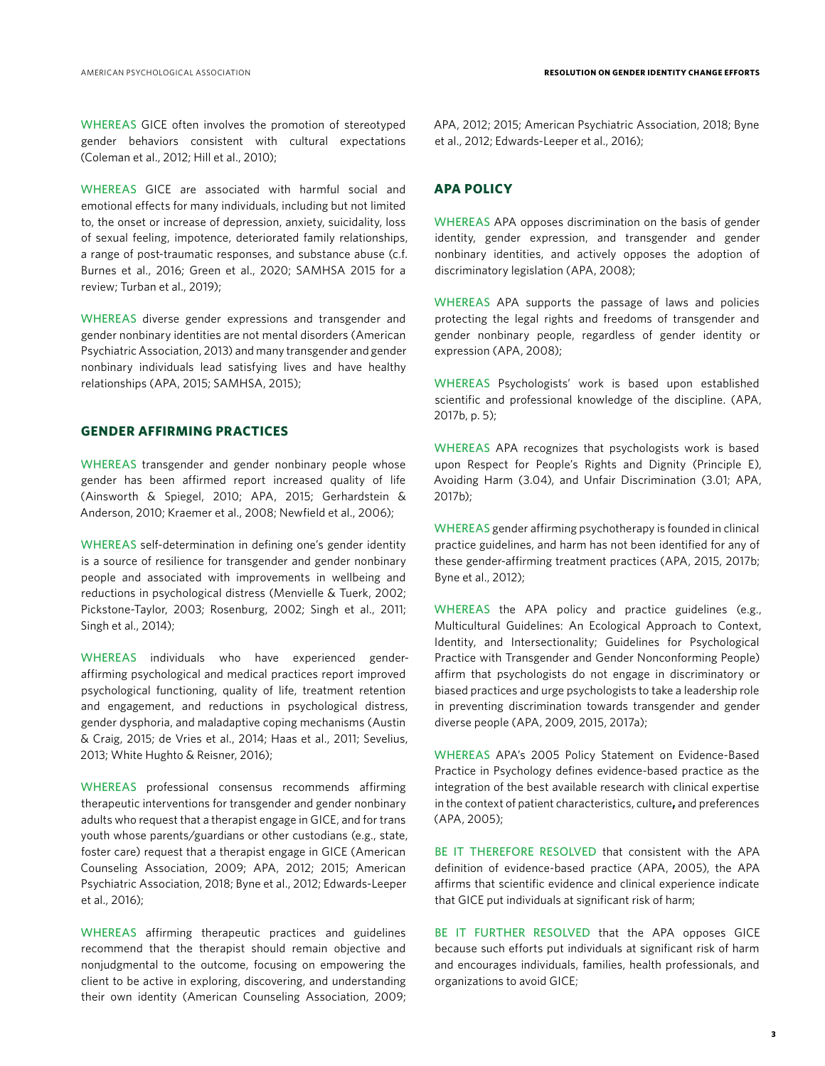WHEREAS GICE often involves the promotion of stereotyped gender behaviors consistent with cultural expectations (Coleman et al., 2012; Hill et al., 2010);

WHEREAS GICE are associated with harmful social and emotional effects for many individuals, including but not limited to, the onset or increase of depression, anxiety, suicidality, loss of sexual feeling, impotence, deteriorated family relationships, a range of post-traumatic responses, and substance abuse (c.f. Burnes et al., 2016; Green et al., 2020; SAMHSA 2015 for a review; Turban et al., 2019);

WHEREAS diverse gender expressions and transgender and gender nonbinary identities are not mental disorders (American Psychiatric Association, 2013) and many transgender and gender nonbinary individuals lead satisfying lives and have healthy relationships (APA, 2015; SAMHSA, 2015);

## GENDER AFFIRMING PRACTICES

WHEREAS transgender and gender nonbinary people whose gender has been affirmed report increased quality of life (Ainsworth & Spiegel, 2010; APA, 2015; Gerhardstein & Anderson, 2010; Kraemer et al., 2008; Newfield et al., 2006);

WHEREAS self-determination in defining one's gender identity is a source of resilience for transgender and gender nonbinary people and associated with improvements in wellbeing and reductions in psychological distress (Menvielle & Tuerk, 2002; Pickstone-Taylor, 2003; Rosenburg, 2002; Singh et al., 2011; Singh et al., 2014);

WHEREAS individuals who have experienced gender-affirming psychological and medical practices report improved psychological functioning, quality of life, treatment retention and engagement, and reductions in psychological distress, gender dysphoria, and maladaptive coping mechanisms (Austin & Craig, 2015; de Vries et al., 2014; Haas et al., 2011; Sevelius, 2013; White Hughto & Reisner, 2016);

WHEREAS professional consensus recommends affirming therapeutic interventions for transgender and gender nonbinary adults who request that a therapist engage in GICE, and for trans youth whose parents/guardians or other custodians (e.g., state, foster care) request that a therapist engage in GICE (American Counseling Association, 2009; APA, 2012; 2015; American Psychiatric Association, 2018; Byne et al., 2012; Edwards-Leeper et al., 2016);

WHEREAS affirming therapeutic practices and guidelines recommend that the therapist should remain objective and nonjudgmental to the outcome, focusing on empowering the client to be active in exploring, discovering, and understanding their own identity (American Counseling Association, 2009; APA, 2012; 2015; American Psychiatric Association, 2018; Byne et al., 2012; Edwards-Leeper et al., 2016);

## APA POLICY

WHEREAS APA opposes discrimination on the basis of gender identity, gender expression, and transgender and gender nonbinary identities, and actively opposes the adoption of discriminatory legislation (APA, 2008);

WHEREAS APA supports the passage of laws and policies protecting the legal rights and freedoms of transgender and gender nonbinary people, regardless of gender identity or expression (APA, 2008);

WHEREAS Psychologists' work is based upon established scientific and professional knowledge of the discipline. (APA, 2017b, p. 5);

WHEREAS APA recognizes that psychologists work is based upon Respect for People's Rights and Dignity (Principle E), Avoiding Harm (3.04), and Unfair Discrimination (3.01; APA, 2017b);

WHEREAS gender affirming psychotherapy is founded in clinical practice guidelines, and harm has not been identified for any of these gender-affirming treatment practices (APA, 2015, 2017b; Byne et al., 2012);

WHEREAS the APA policy and practice guidelines (e.g., Multicultural Guidelines: An Ecological Approach to Context, Identity, and Intersectionality; Guidelines for Psychological Practice with Transgender and Gender Nonconforming People) affirm that psychologists do not engage in discriminatory or biased practices and urge psychologists to take a leadership role in preventing discrimination towards transgender and gender diverse people (APA, 2009, 2015, 2017a);

WHEREAS APA's 2005 Policy Statement on Evidence-Based Practice in Psychology defines evidence-based practice as the integration of the best available research with clinical expertise in the context of patient characteristics, culture**,** and preferences (APA, 2005);

BE IT THEREFORE RESOLVED that consistent with the APA definition of evidence-based practice (APA, 2005), the APA affirms that scientific evidence and clinical experience indicate that GICE put individuals at significant risk of harm;

BE IT FURTHER RESOLVED that the APA opposes GICE because such efforts put individuals at significant risk of harm and encourages individuals, families, health professionals, and organizations to avoid GICE;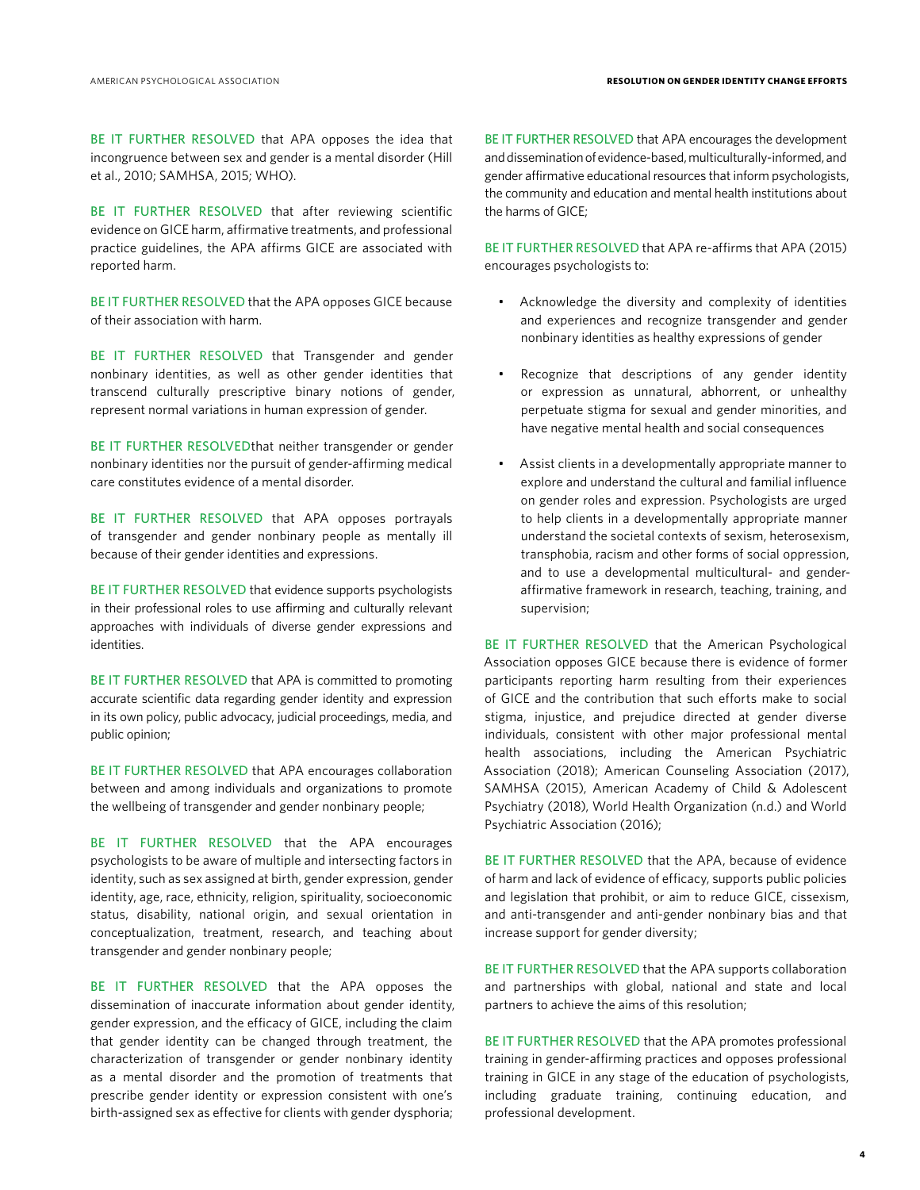BE IT FURTHER RESOLVED that APA opposes the idea that incongruence between sex and gender is a mental disorder (Hill et al., 2010; SAMHSA, 2015; WHO).

BE IT FURTHER RESOLVED that after reviewing scientific evidence on GICE harm, affirmative treatments, and professional practice guidelines, the APA affirms GICE are associated with reported harm.

BE IT FURTHER RESOLVED that the APA opposes GICE because of their association with harm.

BE IT FURTHER RESOLVED that Transgender and gender nonbinary identities, as well as other gender identities that transcend culturally prescriptive binary notions of gender, represent normal variations in human expression of gender.

BE IT FURTHER RESOLVEDthat neither transgender or gender nonbinary identities nor the pursuit of gender-affirming medical care constitutes evidence of a mental disorder.

BE IT FURTHER RESOLVED that APA opposes portrayals of transgender and gender nonbinary people as mentally ill because of their gender identities and expressions.

BE IT FURTHER RESOLVED that evidence supports psychologists in their professional roles to use affirming and culturally relevant approaches with individuals of diverse gender expressions and identities.

BE IT FURTHER RESOLVED that APA is committed to promoting accurate scientific data regarding gender identity and expression in its own policy, public advocacy, judicial proceedings, media, and public opinion;

BE IT FURTHER RESOLVED that APA encourages collaboration between and among individuals and organizations to promote the wellbeing of transgender and gender nonbinary people;

BE IT FURTHER RESOLVED that the APA encourages psychologists to be aware of multiple and intersecting factors in identity, such as sex assigned at birth, gender expression, gender identity, age, race, ethnicity, religion, spirituality, socioeconomic status, disability, national origin, and sexual orientation in conceptualization, treatment, research, and teaching about transgender and gender nonbinary people;

BE IT FURTHER RESOLVED that the APA opposes the dissemination of inaccurate information about gender identity, gender expression, and the efficacy of GICE, including the claim that gender identity can be changed through treatment, the characterization of transgender or gender nonbinary identity as a mental disorder and the promotion of treatments that prescribe gender identity or expression consistent with one's birth-assigned sex as effective for clients with gender dysphoria;

BE IT FURTHER RESOLVED that APA encourages the development and dissemination of evidence-based, multiculturally-informed, and gender affirmative educational resources that inform psychologists, the community and education and mental health institutions about the harms of GICE;

BE IT FURTHER RESOLVED that APA re-affirms that APA (2015) encourages psychologists to:

- Acknowledge the diversity and complexity of identities and experiences and recognize transgender and gender nonbinary identities as healthy expressions of gender
- Recognize that descriptions of any gender identity or expression as unnatural, abhorrent, or unhealthy perpetuate stigma for sexual and gender minorities, and have negative mental health and social consequences
- Assist clients in a developmentally appropriate manner to explore and understand the cultural and familial influence on gender roles and expression. Psychologists are urged to help clients in a developmentally appropriate manner understand the societal contexts of sexism, heterosexism, transphobia, racism and other forms of social oppression, and to use a developmental multicultural- and gender-affirmative framework in research, teaching, training, and supervision;

BE IT FURTHER RESOLVED that the American Psychological Association opposes GICE because there is evidence of former participants reporting harm resulting from their experiences of GICE and the contribution that such efforts make to social stigma, injustice, and prejudice directed at gender diverse individuals, consistent with other major professional mental health associations, including the American Psychiatric Association (2018); American Counseling Association (2017), SAMHSA (2015), American Academy of Child & Adolescent Psychiatry (2018), World Health Organization (n.d.) and World Psychiatric Association (2016);

BE IT FURTHER RESOLVED that the APA, because of evidence of harm and lack of evidence of efficacy, supports public policies and legislation that prohibit, or aim to reduce GICE, cissexism, and anti-transgender and anti-gender nonbinary bias and that increase support for gender diversity;

BE IT FURTHER RESOLVED that the APA supports collaboration and partnerships with global, national and state and local partners to achieve the aims of this resolution;

BE IT FURTHER RESOLVED that the APA promotes professional training in gender-affirming practices and opposes professional training in GICE in any stage of the education of psychologists, including graduate training, continuing education, and professional development.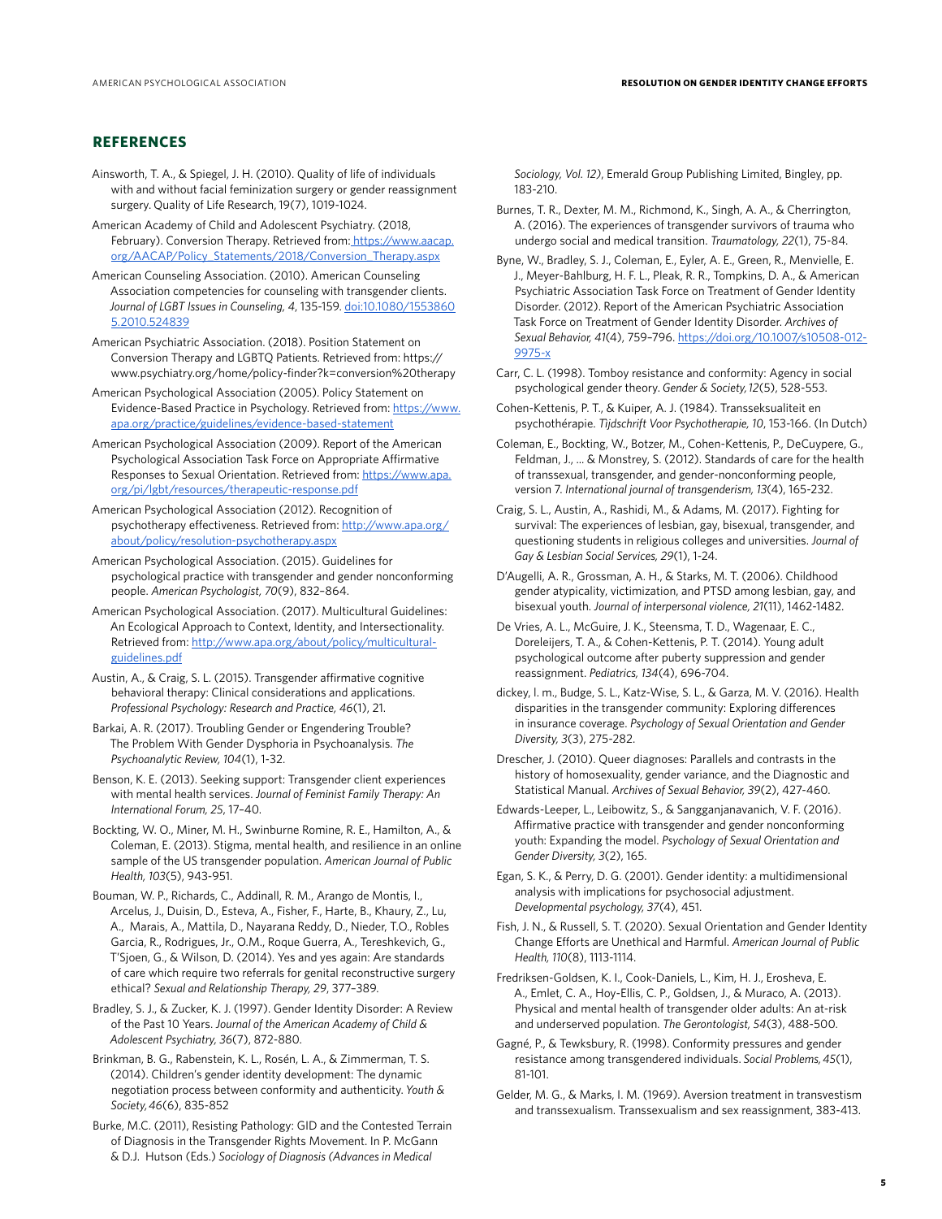## REFERENCES

Ainsworth, T. A., & Spiegel, J. H. (2010). Quality of life of individuals with and without facial feminization surgery or gender reassignment surgery. Quality of Life Research, 19(7), 1019-1024.

American Academy of Child and Adolescent Psychiatry. (2018, February). Conversion Therapy. Retrieved from: https://www.aacap.org/AACAP/Policy_Statements/2018/Conversion_Therapy.aspx

American Counseling Association. (2010). American Counseling Association competencies for counseling with transgender clients. *Journal of LGBT Issues in Counseling, 4*, 135-159. doi:10.1080/15538605.2010.524839

American Psychiatric Association. (2018). Position Statement on Conversion Therapy and LGBTQ Patients. Retrieved from: https://www.psychiatry.org/home/policy-finder?k=conversion%20therapy

American Psychological Association (2005). Policy Statement on Evidence-Based Practice in Psychology. Retrieved from: https://www.apa.org/practice/guidelines/evidence-based-statement

American Psychological Association (2009). Report of the American Psychological Association Task Force on Appropriate Affirmative Responses to Sexual Orientation. Retrieved from: https://www.apa.org/pi/lgbt/resources/therapeutic-response.pdf

American Psychological Association (2012). Recognition of psychotherapy effectiveness. Retrieved from: http://www.apa.org/about/policy/resolution-psychotherapy.aspx

American Psychological Association. (2015). Guidelines for psychological practice with transgender and gender nonconforming people. *American Psychologist, 70*(9), 832–864.

American Psychological Association. (2017). Multicultural Guidelines: An Ecological Approach to Context, Identity, and Intersectionality. Retrieved from: http://www.apa.org/about/policy/multicultural-guidelines.pdf

Austin, A., & Craig, S. L. (2015). Transgender affirmative cognitive behavioral therapy: Clinical considerations and applications. *Professional Psychology: Research and Practice, 46*(1), 21.

Barkai, A. R. (2017). Troubling Gender or Engendering Trouble? The Problem With Gender Dysphoria in Psychoanalysis. *The Psychoanalytic Review, 104*(1), 1-32.

Benson, K. E. (2013). Seeking support: Transgender client experiences with mental health services. *Journal of Feminist Family Therapy: An International Forum, 25*, 17–40.

Bockting, W. O., Miner, M. H., Swinburne Romine, R. E., Hamilton, A., & Coleman, E. (2013). Stigma, mental health, and resilience in an online sample of the US transgender population. *American Journal of Public Health, 103*(5), 943-951.

Bouman, W. P., Richards, C., Addinall, R. M., Arango de Montis, I., Arcelus, J., Duisin, D., Esteva, A., Fisher, F., Harte, B., Khaury, Z., Lu, A., Marais, A., Mattila, D., Nayarana Reddy, D., Nieder, T.O., Robles Garcia, R., Rodrigues, Jr., O.M., Roque Guerra, A., Tereshkevich, G., T'Sjoen, G., & Wilson, D. (2014). Yes and yes again: Are standards of care which require two referrals for genital reconstructive surgery ethical? *Sexual and Relationship Therapy, 29*, 377–389.

Bradley, S. J., & Zucker, K. J. (1997). Gender Identity Disorder: A Review of the Past 10 Years. *Journal of the American Academy of Child & Adolescent Psychiatry, 36*(7), 872-880.

Brinkman, B. G., Rabenstein, K. L., Rosén, L. A., & Zimmerman, T. S. (2014). Children's gender identity development: The dynamic negotiation process between conformity and authenticity. *Youth & Society, 46*(6), 835-852

Burke, M.C. (2011), Resisting Pathology: GID and the Contested Terrain of Diagnosis in the Transgender Rights Movement. In P. McGann & D.J. Hutson (Eds.) *Sociology of Diagnosis (Advances in Medical Sociology, Vol. 12)*, Emerald Group Publishing Limited, Bingley, pp. 183-210.

Burnes, T. R., Dexter, M. M., Richmond, K., Singh, A. A., & Cherrington, A. (2016). The experiences of transgender survivors of trauma who undergo social and medical transition. *Traumatology, 22*(1), 75-84.

Byne, W., Bradley, S. J., Coleman, E., Eyler, A. E., Green, R., Menvielle, E. J., Meyer-Bahlburg, H. F. L., Pleak, R. R., Tompkins, D. A., & American Psychiatric Association Task Force on Treatment of Gender Identity Disorder. (2012). Report of the American Psychiatric Association Task Force on Treatment of Gender Identity Disorder. *Archives of Sexual Behavior, 41*(4), 759–796. https://doi.org/10.1007/s10508-012-9975-x

Carr, C. L. (1998). Tomboy resistance and conformity: Agency in social psychological gender theory. *Gender & Society, 12*(5), 528-553.

Cohen-Kettenis, P. T., & Kuiper, A. J. (1984). Transseksualiteit en psychothérapie. *Tijdschrift Voor Psychotherapie, 10*, 153-166. (In Dutch)

Coleman, E., Bockting, W., Botzer, M., Cohen-Kettenis, P., DeCuypere, G., Feldman, J., ... & Monstrey, S. (2012). Standards of care for the health of transsexual, transgender, and gender-nonconforming people, version 7. *International journal of transgenderism, 13*(4), 165-232.

Craig, S. L., Austin, A., Rashidi, M., & Adams, M. (2017). Fighting for survival: The experiences of lesbian, gay, bisexual, transgender, and questioning students in religious colleges and universities. *Journal of Gay & Lesbian Social Services, 29*(1), 1-24.

D'Augelli, A. R., Grossman, A. H., & Starks, M. T. (2006). Childhood gender atypicality, victimization, and PTSD among lesbian, gay, and bisexual youth. *Journal of interpersonal violence, 21*(11), 1462-1482.

De Vries, A. L., McGuire, J. K., Steensma, T. D., Wagenaar, E. C., Doreleijers, T. A., & Cohen-Kettenis, P. T. (2014). Young adult psychological outcome after puberty suppression and gender reassignment. *Pediatrics, 134*(4), 696-704.

dickey, l. m., Budge, S. L., Katz-Wise, S. L., & Garza, M. V. (2016). Health disparities in the transgender community: Exploring differences in insurance coverage. *Psychology of Sexual Orientation and Gender Diversity, 3*(3), 275-282.

Drescher, J. (2010). Queer diagnoses: Parallels and contrasts in the history of homosexuality, gender variance, and the Diagnostic and Statistical Manual. *Archives of Sexual Behavior, 39*(2), 427-460.

Edwards-Leeper, L., Leibowitz, S., & Sangganjanavanich, V. F. (2016). Affirmative practice with transgender and gender nonconforming youth: Expanding the model. *Psychology of Sexual Orientation and Gender Diversity, 3*(2), 165.

Egan, S. K., & Perry, D. G. (2001). Gender identity: a multidimensional analysis with implications for psychosocial adjustment. *Developmental psychology, 37*(4), 451.

Fish, J. N., & Russell, S. T. (2020). Sexual Orientation and Gender Identity Change Efforts are Unethical and Harmful. *American Journal of Public Health, 110*(8), 1113-1114.

Fredriksen-Goldsen, K. I., Cook-Daniels, L., Kim, H. J., Erosheva, E. A., Emlet, C. A., Hoy-Ellis, C. P., Goldsen, J., & Muraco, A. (2013). Physical and mental health of transgender older adults: An at-risk and underserved population. *The Gerontologist, 54*(3), 488-500.

Gagné, P., & Tewksbury, R. (1998). Conformity pressures and gender resistance among transgendered individuals. *Social Problems, 45*(1), 81-101.

Gelder, M. G., & Marks, I. M. (1969). Aversion treatment in transvestism and transsexualism. Transsexualism and sex reassignment, 383-413.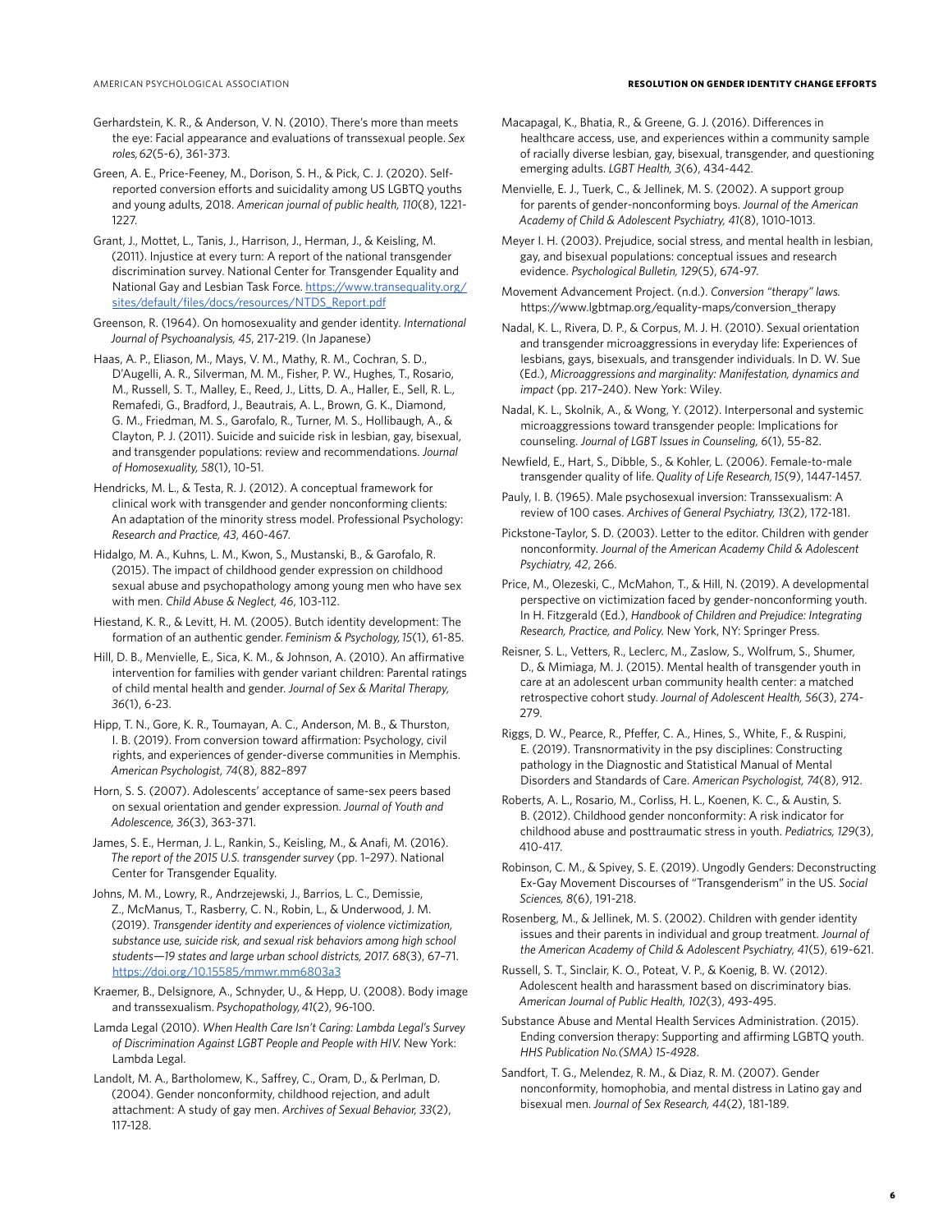Gerhardstein, K. R., & Anderson, V. N. (2010). There's more than meets the eye: Facial appearance and evaluations of transsexual people. *Sex roles, 62*(5-6), 361-373.

Green, A. E., Price-Feeney, M., Dorison, S. H., & Pick, C. J. (2020). Self-reported conversion efforts and suicidality among US LGBTQ youths and young adults, 2018. *American journal of public health, 110*(8), 1221-1227.

Grant, J., Mottet, L., Tanis, J., Harrison, J., Herman, J., & Keisling, M. (2011). Injustice at every turn: A report of the national transgender discrimination survey. National Center for Transgender Equality and National Gay and Lesbian Task Force. https://www.transequality.org/sites/default/files/docs/resources/NTDS_Report.pdf

Greenson, R. (1964). On homosexuality and gender identity. *International Journal of Psychoanalysis, 45*, 217-219. (In Japanese)

Haas, A. P., Eliason, M., Mays, V. M., Mathy, R. M., Cochran, S. D., D'Augelli, A. R., Silverman, M. M., Fisher, P. W., Hughes, T., Rosario, M., Russell, S. T., Malley, E., Reed, J., Litts, D. A., Haller, E., Sell, R. L., Remafedi, G., Bradford, J., Beautrais, A. L., Brown, G. K., Diamond, G. M., Friedman, M. S., Garofalo, R., Turner, M. S., Hollibaugh, A., & Clayton, P. J. (2011). Suicide and suicide risk in lesbian, gay, bisexual, and transgender populations: review and recommendations. *Journal of Homosexuality, 58*(1), 10-51.

Hendricks, M. L., & Testa, R. J. (2012). A conceptual framework for clinical work with transgender and gender nonconforming clients: An adaptation of the minority stress model. Professional Psychology: *Research and Practice, 43*, 460-467.

Hidalgo, M. A., Kuhns, L. M., Kwon, S., Mustanski, B., & Garofalo, R. (2015). The impact of childhood gender expression on childhood sexual abuse and psychopathology among young men who have sex with men. *Child Abuse & Neglect, 46*, 103-112.

Hiestand, K. R., & Levitt, H. M. (2005). Butch identity development: The formation of an authentic gender. *Feminism & Psychology, 15*(1), 61-85.

Hill, D. B., Menvielle, E., Sica, K. M., & Johnson, A. (2010). An affirmative intervention for families with gender variant children: Parental ratings of child mental health and gender. *Journal of Sex & Marital Therapy, 36*(1), 6-23.

Hipp, T. N., Gore, K. R., Toumayan, A. C., Anderson, M. B., & Thurston, I. B. (2019). From conversion toward affirmation: Psychology, civil rights, and experiences of gender-diverse communities in Memphis. *American Psychologist, 74*(8), 882–897

Horn, S. S. (2007). Adolescents' acceptance of same-sex peers based on sexual orientation and gender expression. *Journal of Youth and Adolescence, 36*(3), 363-371.

James, S. E., Herman, J. L., Rankin, S., Keisling, M., & Anafi, M. (2016). *The report of the 2015 U.S. transgender survey* (pp. 1–297). National Center for Transgender Equality.

Johns, M. M., Lowry, R., Andrzejewski, J., Barrios, L. C., Demissie, Z., McManus, T., Rasberry, C. N., Robin, L., & Underwood, J. M. (2019). *Transgender identity and experiences of violence victimization, substance use, suicide risk, and sexual risk behaviors among high school students—19 states and large urban school districts, 2017. 68*(3), 67–71. https://doi.org/10.15585/mmwr.mm6803a3

Kraemer, B., Delsignore, A., Schnyder, U., & Hepp, U. (2008). Body image and transsexualism. *Psychopathology, 41*(2), 96-100.

Lamda Legal (2010). *When Health Care Isn't Caring: Lambda Legal's Survey of Discrimination Against LGBT People and People with HIV.* New York: Lambda Legal.

Landolt, M. A., Bartholomew, K., Saffrey, C., Oram, D., & Perlman, D. (2004). Gender nonconformity, childhood rejection, and adult attachment: A study of gay men. *Archives of Sexual Behavior, 33*(2), 117-128.

Macapagal, K., Bhatia, R., & Greene, G. J. (2016). Differences in healthcare access, use, and experiences within a community sample of racially diverse lesbian, gay, bisexual, transgender, and questioning emerging adults. *LGBT Health, 3*(6), 434-442.

Menvielle, E. J., Tuerk, C., & Jellinek, M. S. (2002). A support group for parents of gender-nonconforming boys. *Journal of the American Academy of Child & Adolescent Psychiatry, 41*(8), 1010-1013.

Meyer I. H. (2003). Prejudice, social stress, and mental health in lesbian, gay, and bisexual populations: conceptual issues and research evidence. *Psychological Bulletin, 129*(5), 674-97.

Movement Advancement Project. (n.d.). *Conversion "therapy" laws.* https://www.lgbtmap.org/equality-maps/conversion_therapy

Nadal, K. L., Rivera, D. P., & Corpus, M. J. H. (2010). Sexual orientation and transgender microaggressions in everyday life: Experiences of lesbians, gays, bisexuals, and transgender individuals. In D. W. Sue (Ed.), *Microaggressions and marginality: Manifestation, dynamics and impact* (pp. 217–240). New York: Wiley.

Nadal, K. L., Skolnik, A., & Wong, Y. (2012). Interpersonal and systemic microaggressions toward transgender people: Implications for counseling. *Journal of LGBT Issues in Counseling, 6*(1), 55-82.

Newfield, E., Hart, S., Dibble, S., & Kohler, L. (2006). Female-to-male transgender quality of life. *Quality of Life Research, 15*(9), 1447-1457.

Pauly, I. B. (1965). Male psychosexual inversion: Transsexualism: A review of 100 cases. *Archives of General Psychiatry, 13*(2), 172-181.

Pickstone-Taylor, S. D. (2003). Letter to the editor. Children with gender nonconformity. *Journal of the American Academy Child & Adolescent Psychiatry, 42*, 266.

Price, M., Olezeski, C., McMahon, T., & Hill, N. (2019). A developmental perspective on victimization faced by gender-nonconforming youth. In H. Fitzgerald (Ed.), *Handbook of Children and Prejudice: Integrating Research, Practice, and Policy.* New York, NY: Springer Press.

Reisner, S. L., Vetters, R., Leclerc, M., Zaslow, S., Wolfrum, S., Shumer, D., & Mimiaga, M. J. (2015). Mental health of transgender youth in care at an adolescent urban community health center: a matched retrospective cohort study. *Journal of Adolescent Health, 56*(3), 274-279.

Riggs, D. W., Pearce, R., Pfeffer, C. A., Hines, S., White, F., & Ruspini, E. (2019). Transnormativity in the psy disciplines: Constructing pathology in the Diagnostic and Statistical Manual of Mental Disorders and Standards of Care. *American Psychologist, 74*(8), 912.

Roberts, A. L., Rosario, M., Corliss, H. L., Koenen, K. C., & Austin, S. B. (2012). Childhood gender nonconformity: A risk indicator for childhood abuse and posttraumatic stress in youth. *Pediatrics, 129*(3), 410-417.

Robinson, C. M., & Spivey, S. E. (2019). Ungodly Genders: Deconstructing Ex-Gay Movement Discourses of "Transgenderism" in the US. *Social Sciences, 8*(6), 191-218.

Rosenberg, M., & Jellinek, M. S. (2002). Children with gender identity issues and their parents in individual and group treatment. *Journal of the American Academy of Child & Adolescent Psychiatry, 41*(5), 619-621.

Russell, S. T., Sinclair, K. O., Poteat, V. P., & Koenig, B. W. (2012). Adolescent health and harassment based on discriminatory bias. *American Journal of Public Health, 102*(3), 493-495.

Substance Abuse and Mental Health Services Administration. (2015). Ending conversion therapy: Supporting and affirming LGBTQ youth. *HHS Publication No.(SMA) 15-4928*.

Sandfort, T. G., Melendez, R. M., & Diaz, R. M. (2007). Gender nonconformity, homophobia, and mental distress in Latino gay and bisexual men. *Journal of Sex Research, 44*(2), 181-189.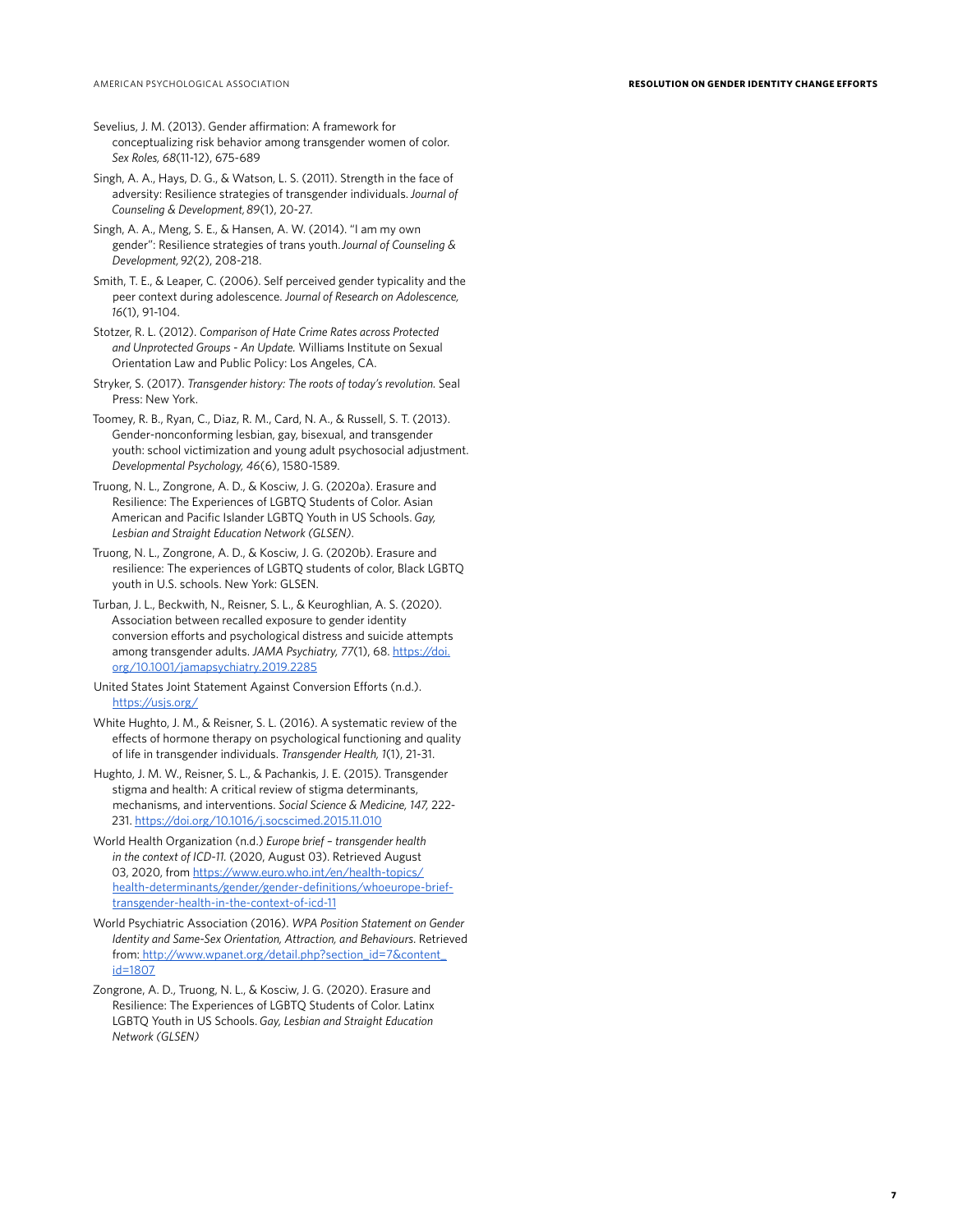Sevelius, J. M. (2013). Gender affirmation: A framework for conceptualizing risk behavior among transgender women of color. *Sex Roles, 68*(11-12), 675-689

Singh, A. A., Hays, D. G., & Watson, L. S. (2011). Strength in the face of adversity: Resilience strategies of transgender individuals. *Journal of Counseling & Development, 89*(1), 20-27.

Singh, A. A., Meng, S. E., & Hansen, A. W. (2014). "I am my own gender": Resilience strategies of trans youth. *Journal of Counseling & Development, 92*(2), 208-218.

Smith, T. E., & Leaper, C. (2006). Self perceived gender typicality and the peer context during adolescence. *Journal of Research on Adolescence, 16*(1), 91-104.

Stotzer, R. L. (2012). *Comparison of Hate Crime Rates across Protected and Unprotected Groups - An Update.* Williams Institute on Sexual Orientation Law and Public Policy: Los Angeles, CA.

Stryker, S. (2017). *Transgender history: The roots of today's revolution.* Seal Press: New York.

Toomey, R. B., Ryan, C., Diaz, R. M., Card, N. A., & Russell, S. T. (2013). Gender-nonconforming lesbian, gay, bisexual, and transgender youth: school victimization and young adult psychosocial adjustment. *Developmental Psychology, 46*(6), 1580-1589.

Truong, N. L., Zongrone, A. D., & Kosciw, J. G. (2020a). Erasure and Resilience: The Experiences of LGBTQ Students of Color. Asian American and Pacific Islander LGBTQ Youth in US Schools. *Gay, Lesbian and Straight Education Network (GLSEN)*.

Truong, N. L., Zongrone, A. D., & Kosciw, J. G. (2020b). Erasure and resilience: The experiences of LGBTQ students of color, Black LGBTQ youth in U.S. schools. New York: GLSEN.

Turban, J. L., Beckwith, N., Reisner, S. L., & Keuroghlian, A. S. (2020). Association between recalled exposure to gender identity conversion efforts and psychological distress and suicide attempts among transgender adults. *JAMA Psychiatry, 77*(1), 68. https://doi.org/10.1001/jamapsychiatry.2019.2285

United States Joint Statement Against Conversion Efforts (n.d.). https://usjs.org/

White Hughto, J. M., & Reisner, S. L. (2016). A systematic review of the effects of hormone therapy on psychological functioning and quality of life in transgender individuals. *Transgender Health, 1*(1), 21-31.

Hughto, J. M. W., Reisner, S. L., & Pachankis, J. E. (2015). Transgender stigma and health: A critical review of stigma determinants, mechanisms, and interventions. *Social Science & Medicine, 147,* 222-231. https://doi.org/10.1016/j.socscimed.2015.11.010

World Health Organization (n.d.) *Europe brief – transgender health in the context of ICD-11.* (2020, August 03). Retrieved August 03, 2020, from https://www.euro.who.int/en/health-topics/health-determinants/gender/gender-definitions/whoeurope-brief-transgender-health-in-the-context-of-icd-11

World Psychiatric Association (2016). *WPA Position Statement on Gender Identity and Same-Sex Orientation, Attraction, and Behaviours*. Retrieved from: http://www.wpanet.org/detail.php?section_id=7&content_id=1807

Zongrone, A. D., Truong, N. L., & Kosciw, J. G. (2020). Erasure and Resilience: The Experiences of LGBTQ Students of Color. Latinx LGBTQ Youth in US Schools. *Gay, Lesbian and Straight Education Network (GLSEN)*